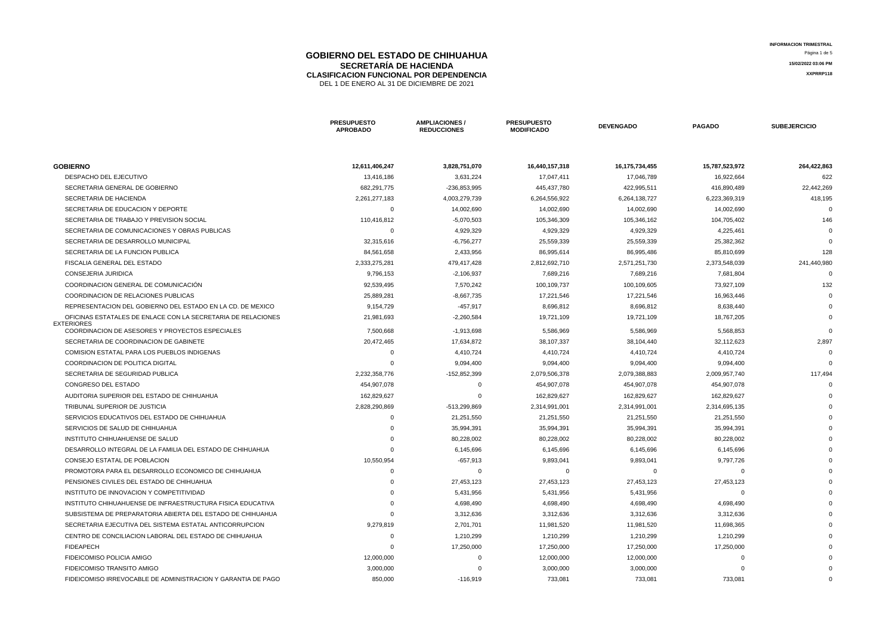# GOBIERNO DEL ESTADO DE CHIHUAHUA
## SECRETARÍA DE HACIENDA
### CLASIFICACION FUNCIONAL POR DEPENDENCIA

DEL 1 DE ENERO AL 31 DE DICIEMBRE DE 2021

INFORMACION TRIMESTRAL

15/02/2022 03:06 PM

XXPRRP118

| | PRESUPUESTO APROBADO | AMPLIACIONES / REDUCCIONES | PRESUPUESTO MODIFICADO | DEVENGADO | PAGADO | SUBEJERCICIO |
|---|---|---|---|---|---|---|
| **GOBIERNO** | **12,611,406,247** | **3,828,751,070** | **16,440,157,318** | **16,175,734,455** | **15,787,523,972** | **264,422,863** |
| DESPACHO DEL EJECUTIVO | 13,416,186 | 3,631,224 | 17,047,411 | 17,046,789 | 16,922,664 | 622 |
| SECRETARIA GENERAL DE GOBIERNO | 682,291,775 | -236,853,995 | 445,437,780 | 422,995,511 | 416,890,489 | 22,442,269 |
| SECRETARIA DE HACIENDA | 2,261,277,183 | 4,003,279,739 | 6,264,556,922 | 6,264,138,727 | 6,223,369,319 | 418,195 |
| SECRETARIA DE EDUCACION Y DEPORTE | 0 | 14,002,690 | 14,002,690 | 14,002,690 | 14,002,690 | 0 |
| SECRETARIA DE TRABAJO Y PREVISION SOCIAL | 110,416,812 | -5,070,503 | 105,346,309 | 105,346,162 | 104,705,402 | 146 |
| SECRETARIA DE COMUNICACIONES Y OBRAS PUBLICAS | 0 | 4,929,329 | 4,929,329 | 4,929,329 | 4,225,461 | 0 |
| SECRETARIA DE DESARROLLO MUNICIPAL | 32,315,616 | -6,756,277 | 25,559,339 | 25,559,339 | 25,382,362 | 0 |
| SECRETARIA DE LA FUNCION PUBLICA | 84,561,658 | 2,433,956 | 86,995,614 | 86,995,486 | 85,810,699 | 128 |
| FISCALIA GENERAL DEL ESTADO | 2,333,275,281 | 479,417,428 | 2,812,692,710 | 2,571,251,730 | 2,373,548,039 | 241,440,980 |
| CONSEJERIA JURIDICA | 9,796,153 | -2,106,937 | 7,689,216 | 7,689,216 | 7,681,804 | 0 |
| COORDINACION GENERAL DE COMUNICACIÓN | 92,539,495 | 7,570,242 | 100,109,737 | 100,109,605 | 73,927,109 | 132 |
| COORDINACION DE RELACIONES PUBLICAS | 25,889,281 | -8,667,735 | 17,221,546 | 17,221,546 | 16,963,446 | 0 |
| REPRESENTACION DEL GOBIERNO DEL ESTADO EN LA CD. DE MEXICO | 9,154,729 | -457,917 | 8,696,812 | 8,696,812 | 8,638,440 | 0 |
| OFICINAS ESTATALES DE ENLACE CON LA SECRETARIA DE RELACIONES EXTERIORES | 21,981,693 | -2,260,584 | 19,721,109 | 19,721,109 | 18,767,205 | 0 |
| COORDINACION DE ASESORES Y PROYECTOS ESPECIALES | 7,500,668 | -1,913,698 | 5,586,969 | 5,586,969 | 5,568,853 | 0 |
| SECRETARIA DE COORDINACION DE GABINETE | 20,472,465 | 17,634,872 | 38,107,337 | 38,104,440 | 32,112,623 | 2,897 |
| COMISION ESTATAL PARA LOS PUEBLOS INDIGENAS | 0 | 4,410,724 | 4,410,724 | 4,410,724 | 4,410,724 | 0 |
| COORDINACION DE POLITICA DIGITAL | 0 | 9,094,400 | 9,094,400 | 9,094,400 | 9,094,400 | 0 |
| SECRETARIA DE SEGURIDAD PUBLICA | 2,232,358,776 | -152,852,399 | 2,079,506,378 | 2,079,388,883 | 2,009,957,740 | 117,494 |
| CONGRESO DEL ESTADO | 454,907,078 | 0 | 454,907,078 | 454,907,078 | 454,907,078 | 0 |
| AUDITORIA SUPERIOR DEL ESTADO DE CHIHUAHUA | 162,829,627 | 0 | 162,829,627 | 162,829,627 | 162,829,627 | 0 |
| TRIBUNAL SUPERIOR DE JUSTICIA | 2,828,290,869 | -513,299,869 | 2,314,991,001 | 2,314,991,001 | 2,314,695,135 | 0 |
| SERVICIOS EDUCATIVOS DEL ESTADO DE CHIHUAHUA | 0 | 21,251,550 | 21,251,550 | 21,251,550 | 21,251,550 | 0 |
| SERVICIOS DE SALUD DE CHIHUAHUA | 0 | 35,994,391 | 35,994,391 | 35,994,391 | 35,994,391 | 0 |
| INSTITUTO CHIHUAHUENSE DE SALUD | 0 | 80,228,002 | 80,228,002 | 80,228,002 | 80,228,002 | 0 |
| DESARROLLO INTEGRAL DE LA FAMILIA DEL ESTADO DE CHIHUAHUA | 0 | 6,145,696 | 6,145,696 | 6,145,696 | 6,145,696 | 0 |
| CONSEJO ESTATAL DE POBLACION | 10,550,954 | -657,913 | 9,893,041 | 9,893,041 | 9,797,726 | 0 |
| PROMOTORA PARA EL DESARROLLO ECONOMICO DE CHIHUAHUA | 0 | 0 | 0 | 0 | 0 | 0 |
| PENSIONES CIVILES DEL ESTADO DE CHIHUAHUA | 0 | 27,453,123 | 27,453,123 | 27,453,123 | 27,453,123 | 0 |
| INSTITUTO DE INNOVACION Y COMPETITIVIDAD | 0 | 5,431,956 | 5,431,956 | 5,431,956 | 0 | 0 |
| INSTITUTO CHIHUAHUENSE DE INFRAESTRUCTURA FISICA EDUCATIVA | 0 | 4,698,490 | 4,698,490 | 4,698,490 | 4,698,490 | 0 |
| SUBSISTEMA DE PREPARATORIA ABIERTA DEL ESTADO DE CHIHUAHUA | 0 | 3,312,636 | 3,312,636 | 3,312,636 | 3,312,636 | 0 |
| SECRETARIA EJECUTIVA DEL SISTEMA ESTATAL ANTICORRUPCION | 9,279,819 | 2,701,701 | 11,981,520 | 11,981,520 | 11,698,365 | 0 |
| CENTRO DE CONCILIACION LABORAL DEL ESTADO DE CHIHUAHUA | 0 | 1,210,299 | 1,210,299 | 1,210,299 | 1,210,299 | 0 |
| FIDEAPECH | 0 | 17,250,000 | 17,250,000 | 17,250,000 | 17,250,000 | 0 |
| FIDEICOMISO POLICIA AMIGO | 12,000,000 | 0 | 12,000,000 | 12,000,000 | 0 | 0 |
| FIDEICOMISO TRANSITO AMIGO | 3,000,000 | 0 | 3,000,000 | 3,000,000 | 0 | 0 |
| FIDEICOMISO IRREVOCABLE DE ADMINISTRACION Y GARANTIA DE PAGO | 850,000 | -116,919 | 733,081 | 733,081 | 733,081 | 0 |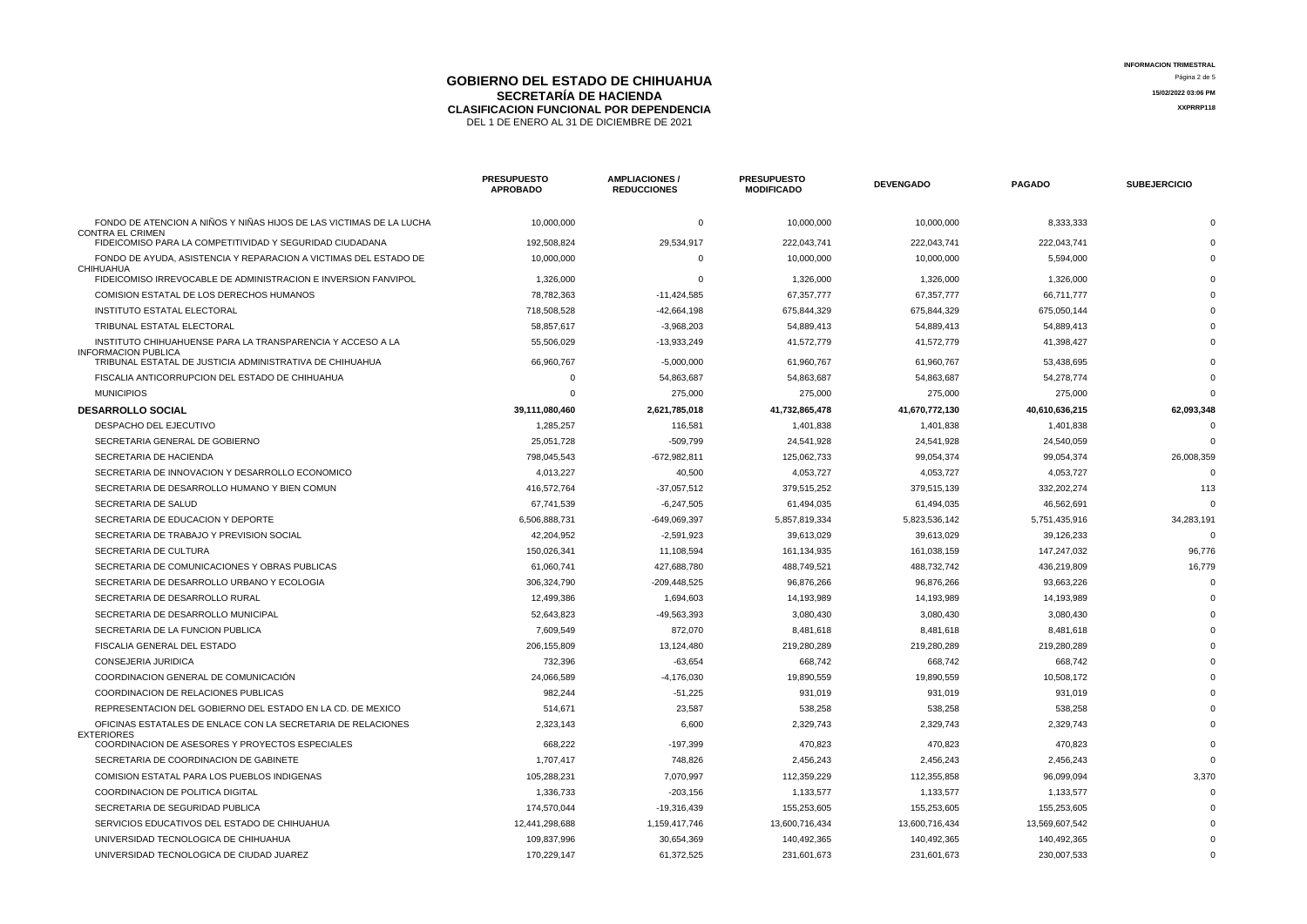# GOBIERNO DEL ESTADO DE CHIHUAHUA
## SECRETARÍA DE HACIENDA
### CLASIFICACION FUNCIONAL POR DEPENDENCIA
DEL 1 DE ENERO AL 31 DE DICIEMBRE DE 2021

INFORMACION TRIMESTRAL
15/02/2022 03:06 PM
XXPRRP118

| | PRESUPUESTO APROBADO | AMPLIACIONES / REDUCCIONES | PRESUPUESTO MODIFICADO | DEVENGADO | PAGADO | SUBEJERCICIO |
|---|---|---|---|---|---|---|
| FONDO DE ATENCION A NIÑOS Y NIÑAS HIJOS DE LAS VICTIMAS DE LA LUCHA CONTRA EL CRIMEN | 10,000,000 | 0 | 10,000,000 | 10,000,000 | 8,333,333 | 0 |
| FIDEICOMISO PARA LA COMPETITIVIDAD Y SEGURIDAD CIUDADANA | 192,508,824 | 29,534,917 | 222,043,741 | 222,043,741 | 222,043,741 | 0 |
| FONDO DE AYUDA, ASISTENCIA Y REPARACION A VICTIMAS DEL ESTADO DE CHIHUAHUA | 10,000,000 | 0 | 10,000,000 | 10,000,000 | 5,594,000 | 0 |
| FIDEICOMISO IRREVOCABLE DE ADMINISTRACION E INVERSION FANVIPOL | 1,326,000 | 0 | 1,326,000 | 1,326,000 | 1,326,000 | 0 |
| COMISION ESTATAL DE LOS DERECHOS HUMANOS | 78,782,363 | -11,424,585 | 67,357,777 | 67,357,777 | 66,711,777 | 0 |
| INSTITUTO ESTATAL ELECTORAL | 718,508,528 | -42,664,198 | 675,844,329 | 675,844,329 | 675,050,144 | 0 |
| TRIBUNAL ESTATAL ELECTORAL | 58,857,617 | -3,968,203 | 54,889,413 | 54,889,413 | 54,889,413 | 0 |
| INSTITUTO CHIHUAHUENSE PARA LA TRANSPARENCIA Y ACCESO A LA INFORMACION PUBLICA | 55,506,029 | -13,933,249 | 41,572,779 | 41,572,779 | 41,398,427 | 0 |
| TRIBUNAL ESTATAL DE JUSTICIA ADMINISTRATIVA DE CHIHUAHUA | 66,960,767 | -5,000,000 | 61,960,767 | 61,960,767 | 53,438,695 | 0 |
| FISCALIA ANTICORRUPCION DEL ESTADO DE CHIHUAHUA | 0 | 54,863,687 | 54,863,687 | 54,863,687 | 54,278,774 | 0 |
| MUNICIPIOS | 0 | 275,000 | 275,000 | 275,000 | 275,000 | 0 |
| **DESARROLLO SOCIAL** | **39,111,080,460** | **2,621,785,018** | **41,732,865,478** | **41,670,772,130** | **40,610,636,215** | **62,093,348** |
| DESPACHO DEL EJECUTIVO | 1,285,257 | 116,581 | 1,401,838 | 1,401,838 | 1,401,838 | 0 |
| SECRETARIA GENERAL DE GOBIERNO | 25,051,728 | -509,799 | 24,541,928 | 24,541,928 | 24,540,059 | 0 |
| SECRETARIA DE HACIENDA | 798,045,543 | -672,982,811 | 125,062,733 | 99,054,374 | 99,054,374 | 26,008,359 |
| SECRETARIA DE INNOVACION Y DESARROLLO ECONOMICO | 4,013,227 | 40,500 | 4,053,727 | 4,053,727 | 4,053,727 | 0 |
| SECRETARIA DE DESARROLLO HUMANO Y BIEN COMUN | 416,572,764 | -37,057,512 | 379,515,252 | 379,515,139 | 332,202,274 | 113 |
| SECRETARIA DE SALUD | 67,741,539 | -6,247,505 | 61,494,035 | 61,494,035 | 46,562,691 | 0 |
| SECRETARIA DE EDUCACION Y DEPORTE | 6,506,888,731 | -649,069,397 | 5,857,819,334 | 5,823,536,142 | 5,751,435,916 | 34,283,191 |
| SECRETARIA DE TRABAJO Y PREVISION SOCIAL | 42,204,952 | -2,591,923 | 39,613,029 | 39,613,029 | 39,126,233 | 0 |
| SECRETARIA DE CULTURA | 150,026,341 | 11,108,594 | 161,134,935 | 161,038,159 | 147,247,032 | 96,776 |
| SECRETARIA DE COMUNICACIONES Y OBRAS PUBLICAS | 61,060,741 | 427,688,780 | 488,749,521 | 488,732,742 | 436,219,809 | 16,779 |
| SECRETARIA DE DESARROLLO URBANO Y ECOLOGIA | 306,324,790 | -209,448,525 | 96,876,266 | 96,876,266 | 93,663,226 | 0 |
| SECRETARIA DE DESARROLLO RURAL | 12,499,386 | 1,694,603 | 14,193,989 | 14,193,989 | 14,193,989 | 0 |
| SECRETARIA DE DESARROLLO MUNICIPAL | 52,643,823 | -49,563,393 | 3,080,430 | 3,080,430 | 3,080,430 | 0 |
| SECRETARIA DE LA FUNCION PUBLICA | 7,609,549 | 872,070 | 8,481,618 | 8,481,618 | 8,481,618 | 0 |
| FISCALIA GENERAL DEL ESTADO | 206,155,809 | 13,124,480 | 219,280,289 | 219,280,289 | 219,280,289 | 0 |
| CONSEJERIA JURIDICA | 732,396 | -63,654 | 668,742 | 668,742 | 668,742 | 0 |
| COORDINACION GENERAL DE COMUNICACIÓN | 24,066,589 | -4,176,030 | 19,890,559 | 19,890,559 | 10,508,172 | 0 |
| COORDINACION DE RELACIONES PUBLICAS | 982,244 | -51,225 | 931,019 | 931,019 | 931,019 | 0 |
| REPRESENTACION DEL GOBIERNO DEL ESTADO EN LA CD. DE MEXICO | 514,671 | 23,587 | 538,258 | 538,258 | 538,258 | 0 |
| OFICINAS ESTATALES DE ENLACE CON LA SECRETARIA DE RELACIONES EXTERIORES | 2,323,143 | 6,600 | 2,329,743 | 2,329,743 | 2,329,743 | 0 |
| COORDINACION DE ASESORES Y PROYECTOS ESPECIALES | 668,222 | -197,399 | 470,823 | 470,823 | 470,823 | 0 |
| SECRETARIA DE COORDINACION DE GABINETE | 1,707,417 | 748,826 | 2,456,243 | 2,456,243 | 2,456,243 | 0 |
| COMISION ESTATAL PARA LOS PUEBLOS INDIGENAS | 105,288,231 | 7,070,997 | 112,359,229 | 112,355,858 | 96,099,094 | 3,370 |
| COORDINACION DE POLITICA DIGITAL | 1,336,733 | -203,156 | 1,133,577 | 1,133,577 | 1,133,577 | 0 |
| SECRETARIA DE SEGURIDAD PUBLICA | 174,570,044 | -19,316,439 | 155,253,605 | 155,253,605 | 155,253,605 | 0 |
| SERVICIOS EDUCATIVOS DEL ESTADO DE CHIHUAHUA | 12,441,298,688 | 1,159,417,746 | 13,600,716,434 | 13,600,716,434 | 13,569,607,542 | 0 |
| UNIVERSIDAD TECNOLOGICA DE CHIHUAHUA | 109,837,996 | 30,654,369 | 140,492,365 | 140,492,365 | 140,492,365 | 0 |
| UNIVERSIDAD TECNOLOGICA DE CIUDAD JUAREZ | 170,229,147 | 61,372,525 | 231,601,673 | 231,601,673 | 230,007,533 | 0 |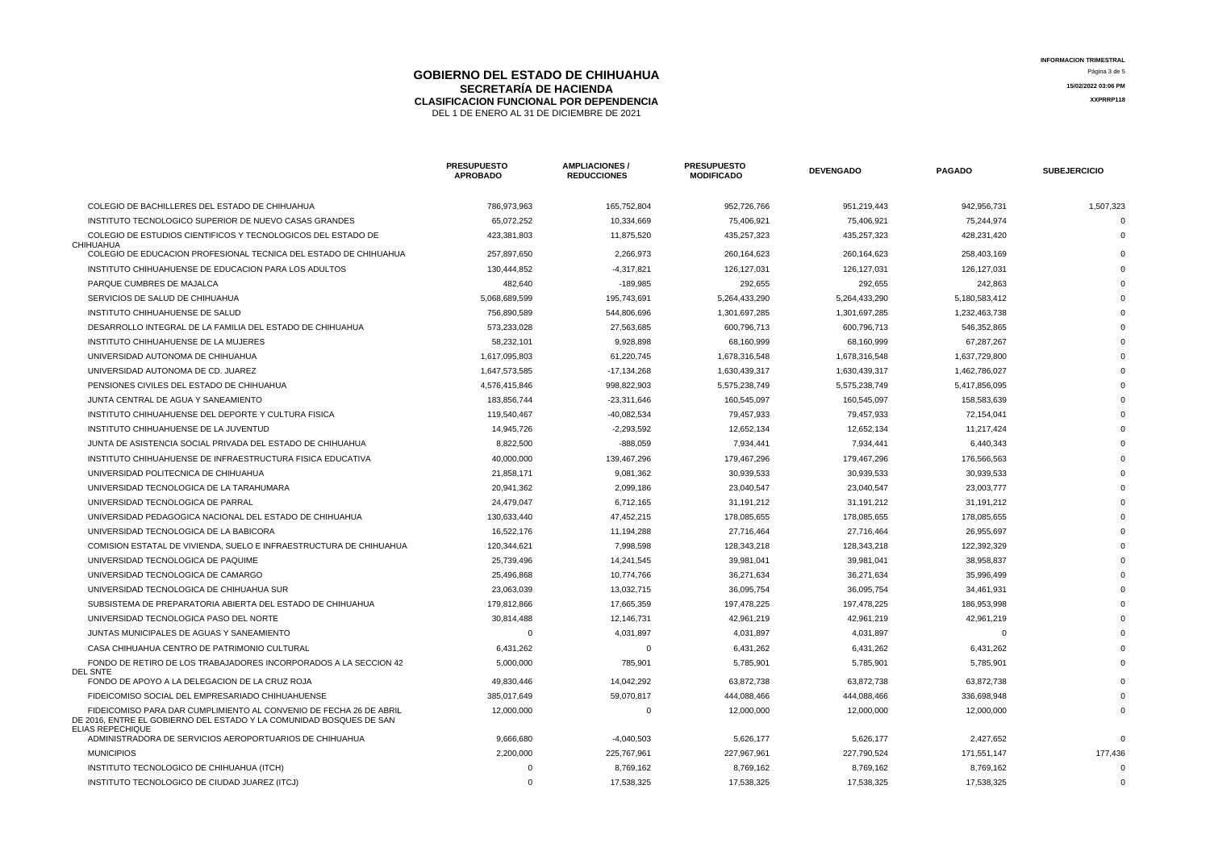# GOBIERNO DEL ESTADO DE CHIHUAHUA

## SECRETARÍA DE HACIENDA

### CLASIFICACION FUNCIONAL POR DEPENDENCIA

DEL 1 DE ENERO AL 31 DE DICIEMBRE DE 2021

INFORMACION TRIMESTRAL

15/02/2022 03:06 PM

XXPRRP118

| | PRESUPUESTO APROBADO | AMPLIACIONES / REDUCCIONES | PRESUPUESTO MODIFICADO | DEVENGADO | PAGADO | SUBEJERCICIO |
|---|---|---|---|---|---|---|
| COLEGIO DE BACHILLERES DEL ESTADO DE CHIHUAHUA | 786,973,963 | 165,752,804 | 952,726,766 | 951,219,443 | 942,956,731 | 1,507,323 |
| INSTITUTO TECNOLOGICO SUPERIOR DE NUEVO CASAS GRANDES | 65,072,252 | 10,334,669 | 75,406,921 | 75,406,921 | 75,244,974 | 0 |
| COLEGIO DE ESTUDIOS CIENTIFICOS Y TECNOLOGICOS DEL ESTADO DE CHIHUAHUA | 423,381,803 | 11,875,520 | 435,257,323 | 435,257,323 | 428,231,420 | 0 |
| COLEGIO DE EDUCACION PROFESIONAL TECNICA DEL ESTADO DE CHIHUAHUA | 257,897,650 | 2,266,973 | 260,164,623 | 260,164,623 | 258,403,169 | 0 |
| INSTITUTO CHIHUAHUENSE DE EDUCACION PARA LOS ADULTOS | 130,444,852 | -4,317,821 | 126,127,031 | 126,127,031 | 126,127,031 | 0 |
| PARQUE CUMBRES DE MAJALCA | 482,640 | -189,985 | 292,655 | 292,655 | 242,863 | 0 |
| SERVICIOS DE SALUD DE CHIHUAHUA | 5,068,689,599 | 195,743,691 | 5,264,433,290 | 5,264,433,290 | 5,180,583,412 | 0 |
| INSTITUTO CHIHUAHUENSE DE SALUD | 756,890,589 | 544,806,696 | 1,301,697,285 | 1,301,697,285 | 1,232,463,738 | 0 |
| DESARROLLO INTEGRAL DE LA FAMILIA DEL ESTADO DE CHIHUAHUA | 573,233,028 | 27,563,685 | 600,796,713 | 600,796,713 | 546,352,865 | 0 |
| INSTITUTO CHIHUAHUENSE DE LA MUJERES | 58,232,101 | 9,928,898 | 68,160,999 | 68,160,999 | 67,287,267 | 0 |
| UNIVERSIDAD AUTONOMA DE CHIHUAHUA | 1,617,095,803 | 61,220,745 | 1,678,316,548 | 1,678,316,548 | 1,637,729,800 | 0 |
| UNIVERSIDAD AUTONOMA DE CD. JUAREZ | 1,647,573,585 | -17,134,268 | 1,630,439,317 | 1,630,439,317 | 1,462,786,027 | 0 |
| PENSIONES CIVILES DEL ESTADO DE CHIHUAHUA | 4,576,415,846 | 998,822,903 | 5,575,238,749 | 5,575,238,749 | 5,417,856,095 | 0 |
| JUNTA CENTRAL DE AGUA Y SANEAMIENTO | 183,856,744 | -23,311,646 | 160,545,097 | 160,545,097 | 158,583,639 | 0 |
| INSTITUTO CHIHUAHUENSE DEL DEPORTE Y CULTURA FISICA | 119,540,467 | -40,082,534 | 79,457,933 | 79,457,933 | 72,154,041 | 0 |
| INSTITUTO CHIHUAHUENSE DE LA JUVENTUD | 14,945,726 | -2,293,592 | 12,652,134 | 12,652,134 | 11,217,424 | 0 |
| JUNTA DE ASISTENCIA SOCIAL PRIVADA DEL ESTADO DE CHIHUAHUA | 8,822,500 | -888,059 | 7,934,441 | 7,934,441 | 6,440,343 | 0 |
| INSTITUTO CHIHUAHUENSE DE INFRAESTRUCTURA FISICA EDUCATIVA | 40,000,000 | 139,467,296 | 179,467,296 | 179,467,296 | 176,566,563 | 0 |
| UNIVERSIDAD POLITECNICA DE CHIHUAHUA | 21,858,171 | 9,081,362 | 30,939,533 | 30,939,533 | 30,939,533 | 0 |
| UNIVERSIDAD TECNOLOGICA DE LA TARAHUMARA | 20,941,362 | 2,099,186 | 23,040,547 | 23,040,547 | 23,003,777 | 0 |
| UNIVERSIDAD TECNOLOGICA DE PARRAL | 24,479,047 | 6,712,165 | 31,191,212 | 31,191,212 | 31,191,212 | 0 |
| UNIVERSIDAD PEDAGOGICA NACIONAL DEL ESTADO DE CHIHUAHUA | 130,633,440 | 47,452,215 | 178,085,655 | 178,085,655 | 178,085,655 | 0 |
| UNIVERSIDAD TECNOLOGICA DE LA BABICORA | 16,522,176 | 11,194,288 | 27,716,464 | 27,716,464 | 26,955,697 | 0 |
| COMISION ESTATAL DE VIVIENDA, SUELO E INFRAESTRUCTURA DE CHIHUAHUA | 120,344,621 | 7,998,598 | 128,343,218 | 128,343,218 | 122,392,329 | 0 |
| UNIVERSIDAD TECNOLOGICA DE PAQUIME | 25,739,496 | 14,241,545 | 39,981,041 | 39,981,041 | 38,958,837 | 0 |
| UNIVERSIDAD TECNOLOGICA DE CAMARGO | 25,496,868 | 10,774,766 | 36,271,634 | 36,271,634 | 35,996,499 | 0 |
| UNIVERSIDAD TECNOLOGICA DE CHIHUAHUA SUR | 23,063,039 | 13,032,715 | 36,095,754 | 36,095,754 | 34,461,931 | 0 |
| SUBSISTEMA DE PREPARATORIA ABIERTA DEL ESTADO DE CHIHUAHUA | 179,812,866 | 17,665,359 | 197,478,225 | 197,478,225 | 186,953,998 | 0 |
| UNIVERSIDAD TECNOLOGICA PASO DEL NORTE | 30,814,488 | 12,146,731 | 42,961,219 | 42,961,219 | 42,961,219 | 0 |
| JUNTAS MUNICIPALES DE AGUAS Y SANEAMIENTO | 0 | 4,031,897 | 4,031,897 | 4,031,897 | 0 | 0 |
| CASA CHIHUAHUA CENTRO DE PATRIMONIO CULTURAL | 6,431,262 | 0 | 6,431,262 | 6,431,262 | 6,431,262 | 0 |
| FONDO DE RETIRO DE LOS TRABAJADORES INCORPORADOS A LA SECCION 42 DEL SNTE | 5,000,000 | 785,901 | 5,785,901 | 5,785,901 | 5,785,901 | 0 |
| FONDO DE APOYO A LA DELEGACION DE LA CRUZ ROJA | 49,830,446 | 14,042,292 | 63,872,738 | 63,872,738 | 63,872,738 | 0 |
| FIDEICOMISO SOCIAL DEL EMPRESARIADO CHIHUAHUENSE | 385,017,649 | 59,070,817 | 444,088,466 | 444,088,466 | 336,698,948 | 0 |
| FIDEICOMISO PARA DAR CUMPLIMIENTO AL CONVENIO DE FECHA 26 DE ABRIL DE 2016, ENTRE EL GOBIERNO DEL ESTADO Y LA COMUNIDAD BOSQUES DE SAN ELIAS REPECHIQUE | 12,000,000 | 0 | 12,000,000 | 12,000,000 | 12,000,000 | 0 |
| ADMINISTRADORA DE SERVICIOS AEROPORTUARIOS DE CHIHUAHUA | 9,666,680 | -4,040,503 | 5,626,177 | 5,626,177 | 2,427,652 | 0 |
| MUNICIPIOS | 2,200,000 | 225,767,961 | 227,967,961 | 227,790,524 | 171,551,147 | 177,436 |
| INSTITUTO TECNOLOGICO DE CHIHUAHUA (ITCH) | 0 | 8,769,162 | 8,769,162 | 8,769,162 | 8,769,162 | 0 |
| INSTITUTO TECNOLOGICO DE CIUDAD JUAREZ (ITCJ) | 0 | 17,538,325 | 17,538,325 | 17,538,325 | 17,538,325 | 0 |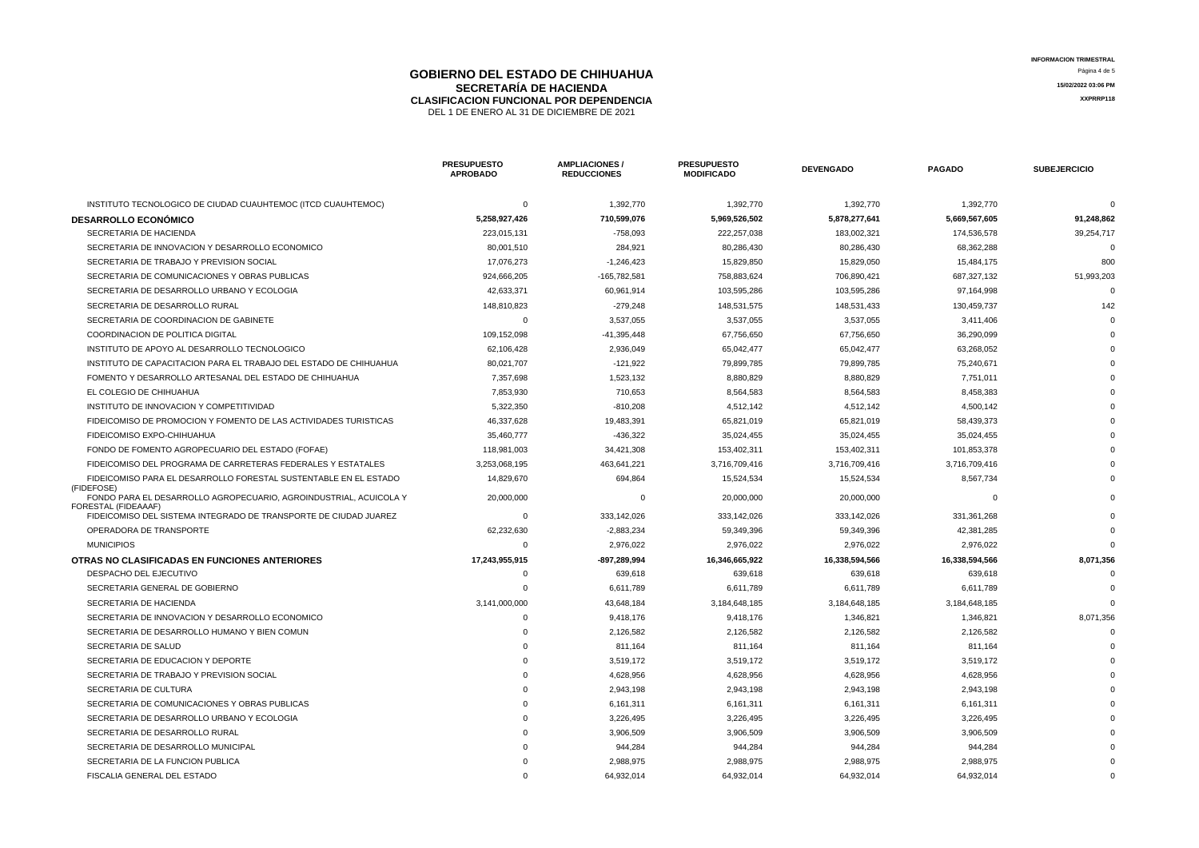# GOBIERNO DEL ESTADO DE CHIHUAHUA
## SECRETARÍA DE HACIENDA
### CLASIFICACION FUNCIONAL POR DEPENDENCIA
DEL 1 DE ENERO AL 31 DE DICIEMBRE DE 2021

INFORMACION TRIMESTRAL
15/02/2022 03:06 PM
XXPRRP118

| | PRESUPUESTO APROBADO | AMPLIACIONES / REDUCCIONES | PRESUPUESTO MODIFICADO | DEVENGADO | PAGADO | SUBEJERCICIO |
|---|---|---|---|---|---|---|
| INSTITUTO TECNOLOGICO DE CIUDAD CUAUHTEMOC (ITCD CUAUHTEMOC) | 0 | 1,392,770 | 1,392,770 | 1,392,770 | 1,392,770 | 0 |
| **DESARROLLO ECONÓMICO** | **5,258,927,426** | **710,599,076** | **5,969,526,502** | **5,878,277,641** | **5,669,567,605** | **91,248,862** |
| SECRETARIA DE HACIENDA | 223,015,131 | -758,093 | 222,257,038 | 183,002,321 | 174,536,578 | 39,254,717 |
| SECRETARIA DE INNOVACION Y DESARROLLO ECONOMICO | 80,001,510 | 284,921 | 80,286,430 | 80,286,430 | 68,362,288 | 0 |
| SECRETARIA DE TRABAJO Y PREVISION SOCIAL | 17,076,273 | -1,246,423 | 15,829,850 | 15,829,050 | 15,484,175 | 800 |
| SECRETARIA DE COMUNICACIONES Y OBRAS PUBLICAS | 924,666,205 | -165,782,581 | 758,883,624 | 706,890,421 | 687,327,132 | 51,993,203 |
| SECRETARIA DE DESARROLLO URBANO Y ECOLOGIA | 42,633,371 | 60,961,914 | 103,595,286 | 103,595,286 | 97,164,998 | 0 |
| SECRETARIA DE DESARROLLO RURAL | 148,810,823 | -279,248 | 148,531,575 | 148,531,433 | 130,459,737 | 142 |
| SECRETARIA DE COORDINACION DE GABINETE | 0 | 3,537,055 | 3,537,055 | 3,537,055 | 3,411,406 | 0 |
| COORDINACION DE POLITICA DIGITAL | 109,152,098 | -41,395,448 | 67,756,650 | 67,756,650 | 36,290,099 | 0 |
| INSTITUTO DE APOYO AL DESARROLLO TECNOLOGICO | 62,106,428 | 2,936,049 | 65,042,477 | 65,042,477 | 63,268,052 | 0 |
| INSTITUTO DE CAPACITACION PARA EL TRABAJO DEL ESTADO DE CHIHUAHUA | 80,021,707 | -121,922 | 79,899,785 | 79,899,785 | 75,240,671 | 0 |
| FOMENTO Y DESARROLLO ARTESANAL DEL ESTADO DE CHIHUAHUA | 7,357,698 | 1,523,132 | 8,880,829 | 8,880,829 | 7,751,011 | 0 |
| EL COLEGIO DE CHIHUAHUA | 7,853,930 | 710,653 | 8,564,583 | 8,564,583 | 8,458,383 | 0 |
| INSTITUTO DE INNOVACION Y COMPETITIVIDAD | 5,322,350 | -810,208 | 4,512,142 | 4,512,142 | 4,500,142 | 0 |
| FIDEICOMISO DE PROMOCION Y FOMENTO DE LAS ACTIVIDADES TURISTICAS | 46,337,628 | 19,483,391 | 65,821,019 | 65,821,019 | 58,439,373 | 0 |
| FIDEICOMISO EXPO-CHIHUAHUA | 35,460,777 | -436,322 | 35,024,455 | 35,024,455 | 35,024,455 | 0 |
| FONDO DE FOMENTO AGROPECUARIO DEL ESTADO (FOFAE) | 118,981,003 | 34,421,308 | 153,402,311 | 153,402,311 | 101,853,378 | 0 |
| FIDEICOMISO DEL PROGRAMA DE CARRETERAS FEDERALES Y ESTATALES | 3,253,068,195 | 463,641,221 | 3,716,709,416 | 3,716,709,416 | 3,716,709,416 | 0 |
| FIDEICOMISO PARA EL DESARROLLO FORESTAL SUSTENTABLE EN EL ESTADO (FIDEFOSE) | 14,829,670 | 694,864 | 15,524,534 | 15,524,534 | 8,567,734 | 0 |
| FONDO PARA EL DESARROLLO AGROPECUARIO, AGROINDUSTRIAL, ACUICOLA Y FORESTAL (FIDEAAAF) | 20,000,000 | 0 | 20,000,000 | 20,000,000 | 0 | 0 |
| FIDEICOMISO DEL SISTEMA INTEGRADO DE TRANSPORTE DE CIUDAD JUAREZ | 0 | 333,142,026 | 333,142,026 | 333,142,026 | 331,361,268 | 0 |
| OPERADORA DE TRANSPORTE | 62,232,630 | -2,883,234 | 59,349,396 | 59,349,396 | 42,381,285 | 0 |
| MUNICIPIOS | 0 | 2,976,022 | 2,976,022 | 2,976,022 | 2,976,022 | 0 |
| **OTRAS NO CLASIFICADAS EN FUNCIONES ANTERIORES** | **17,243,955,915** | **-897,289,994** | **16,346,665,922** | **16,338,594,566** | **16,338,594,566** | **8,071,356** |
| DESPACHO DEL EJECUTIVO | 0 | 639,618 | 639,618 | 639,618 | 639,618 | 0 |
| SECRETARIA GENERAL DE GOBIERNO | 0 | 6,611,789 | 6,611,789 | 6,611,789 | 6,611,789 | 0 |
| SECRETARIA DE HACIENDA | 3,141,000,000 | 43,648,184 | 3,184,648,185 | 3,184,648,185 | 3,184,648,185 | 0 |
| SECRETARIA DE INNOVACION Y DESARROLLO ECONOMICO | 0 | 9,418,176 | 9,418,176 | 1,346,821 | 1,346,821 | 8,071,356 |
| SECRETARIA DE DESARROLLO HUMANO Y BIEN COMUN | 0 | 2,126,582 | 2,126,582 | 2,126,582 | 2,126,582 | 0 |
| SECRETARIA DE SALUD | 0 | 811,164 | 811,164 | 811,164 | 811,164 | 0 |
| SECRETARIA DE EDUCACION Y DEPORTE | 0 | 3,519,172 | 3,519,172 | 3,519,172 | 3,519,172 | 0 |
| SECRETARIA DE TRABAJO Y PREVISION SOCIAL | 0 | 4,628,956 | 4,628,956 | 4,628,956 | 4,628,956 | 0 |
| SECRETARIA DE CULTURA | 0 | 2,943,198 | 2,943,198 | 2,943,198 | 2,943,198 | 0 |
| SECRETARIA DE COMUNICACIONES Y OBRAS PUBLICAS | 0 | 6,161,311 | 6,161,311 | 6,161,311 | 6,161,311 | 0 |
| SECRETARIA DE DESARROLLO URBANO Y ECOLOGIA | 0 | 3,226,495 | 3,226,495 | 3,226,495 | 3,226,495 | 0 |
| SECRETARIA DE DESARROLLO RURAL | 0 | 3,906,509 | 3,906,509 | 3,906,509 | 3,906,509 | 0 |
| SECRETARIA DE DESARROLLO MUNICIPAL | 0 | 944,284 | 944,284 | 944,284 | 944,284 | 0 |
| SECRETARIA DE LA FUNCION PUBLICA | 0 | 2,988,975 | 2,988,975 | 2,988,975 | 2,988,975 | 0 |
| FISCALIA GENERAL DEL ESTADO | 0 | 64,932,014 | 64,932,014 | 64,932,014 | 64,932,014 | 0 |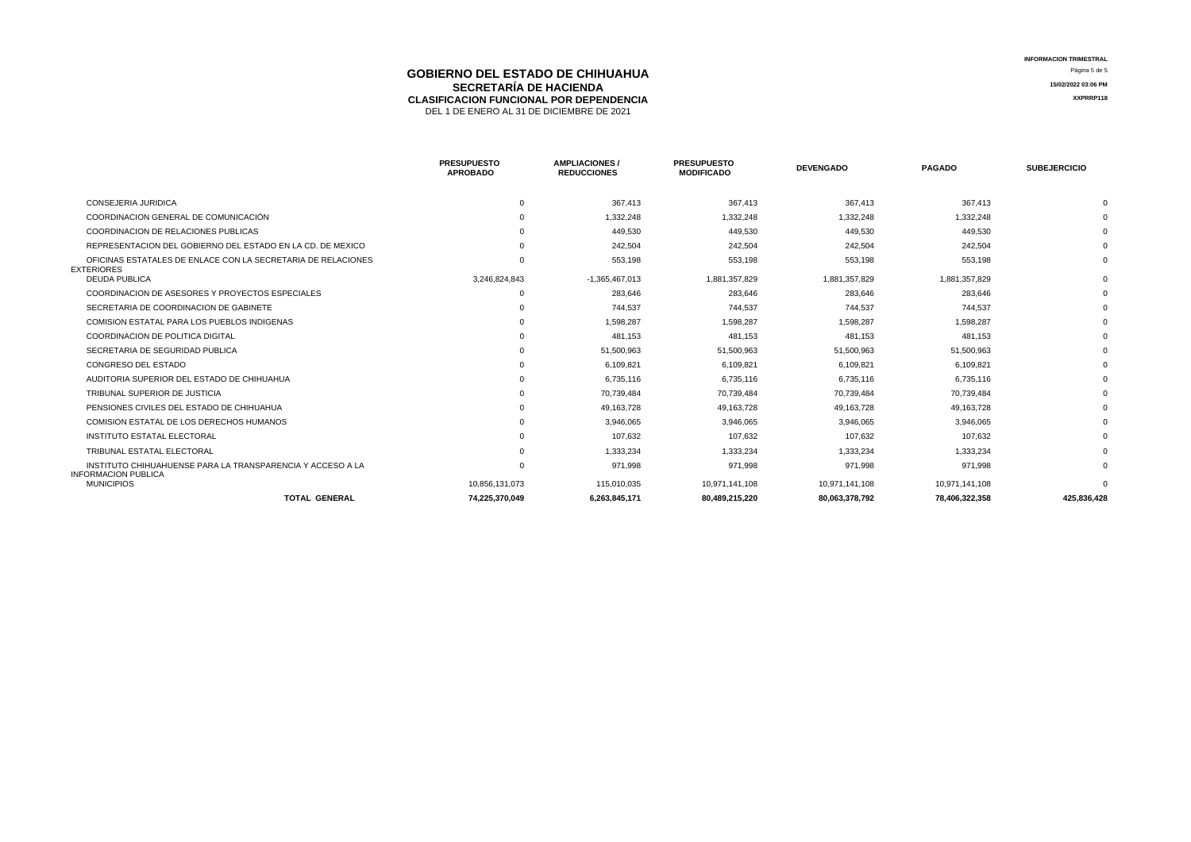# GOBIERNO DEL ESTADO DE CHIHUAHUA

## SECRETARÍA DE HACIENDA

### CLASIFICACION FUNCIONAL POR DEPENDENCIA

DEL 1 DE ENERO AL 31 DE DICIEMBRE DE 2021

INFORMACION TRIMESTRAL

15/02/2022 03:06 PM

XXPRRP118

| | PRESUPUESTO APROBADO | AMPLIACIONES / REDUCCIONES | PRESUPUESTO MODIFICADO | DEVENGADO | PAGADO | SUBEJERCICIO |
|---|---|---|---|---|---|---|
| CONSEJERIA JURIDICA | 0 | 367,413 | 367,413 | 367,413 | 367,413 | 0 |
| COORDINACION GENERAL DE COMUNICACIÓN | 0 | 1,332,248 | 1,332,248 | 1,332,248 | 1,332,248 | 0 |
| COORDINACION DE RELACIONES PUBLICAS | 0 | 449,530 | 449,530 | 449,530 | 449,530 | 0 |
| REPRESENTACION DEL GOBIERNO DEL ESTADO EN LA CD. DE MEXICO | 0 | 242,504 | 242,504 | 242,504 | 242,504 | 0 |
| OFICINAS ESTATALES DE ENLACE CON LA SECRETARIA DE RELACIONES EXTERIORES | 0 | 553,198 | 553,198 | 553,198 | 553,198 | 0 |
| DEUDA PUBLICA | 3,246,824,843 | -1,365,467,013 | 1,881,357,829 | 1,881,357,829 | 1,881,357,829 | 0 |
| COORDINACION DE ASESORES Y PROYECTOS ESPECIALES | 0 | 283,646 | 283,646 | 283,646 | 283,646 | 0 |
| SECRETARIA DE COORDINACION DE GABINETE | 0 | 744,537 | 744,537 | 744,537 | 744,537 | 0 |
| COMISION ESTATAL PARA LOS PUEBLOS INDIGENAS | 0 | 1,598,287 | 1,598,287 | 1,598,287 | 1,598,287 | 0 |
| COORDINACION DE POLITICA DIGITAL | 0 | 481,153 | 481,153 | 481,153 | 481,153 | 0 |
| SECRETARIA DE SEGURIDAD PUBLICA | 0 | 51,500,963 | 51,500,963 | 51,500,963 | 51,500,963 | 0 |
| CONGRESO DEL ESTADO | 0 | 6,109,821 | 6,109,821 | 6,109,821 | 6,109,821 | 0 |
| AUDITORIA SUPERIOR DEL ESTADO DE CHIHUAHUA | 0 | 6,735,116 | 6,735,116 | 6,735,116 | 6,735,116 | 0 |
| TRIBUNAL SUPERIOR DE JUSTICIA | 0 | 70,739,484 | 70,739,484 | 70,739,484 | 70,739,484 | 0 |
| PENSIONES CIVILES DEL ESTADO DE CHIHUAHUA | 0 | 49,163,728 | 49,163,728 | 49,163,728 | 49,163,728 | 0 |
| COMISION ESTATAL DE LOS DERECHOS HUMANOS | 0 | 3,946,065 | 3,946,065 | 3,946,065 | 3,946,065 | 0 |
| INSTITUTO ESTATAL ELECTORAL | 0 | 107,632 | 107,632 | 107,632 | 107,632 | 0 |
| TRIBUNAL ESTATAL ELECTORAL | 0 | 1,333,234 | 1,333,234 | 1,333,234 | 1,333,234 | 0 |
| INSTITUTO CHIHUAHUENSE PARA LA TRANSPARENCIA Y ACCESO A LA INFORMACION PUBLICA | 0 | 971,998 | 971,998 | 971,998 | 971,998 | 0 |
| MUNICIPIOS | 10,856,131,073 | 115,010,035 | 10,971,141,108 | 10,971,141,108 | 10,971,141,108 | 0 |
| **TOTAL GENERAL** | **74,225,370,049** | **6,263,845,171** | **80,489,215,220** | **80,063,378,792** | **78,406,322,358** | **425,836,428** |